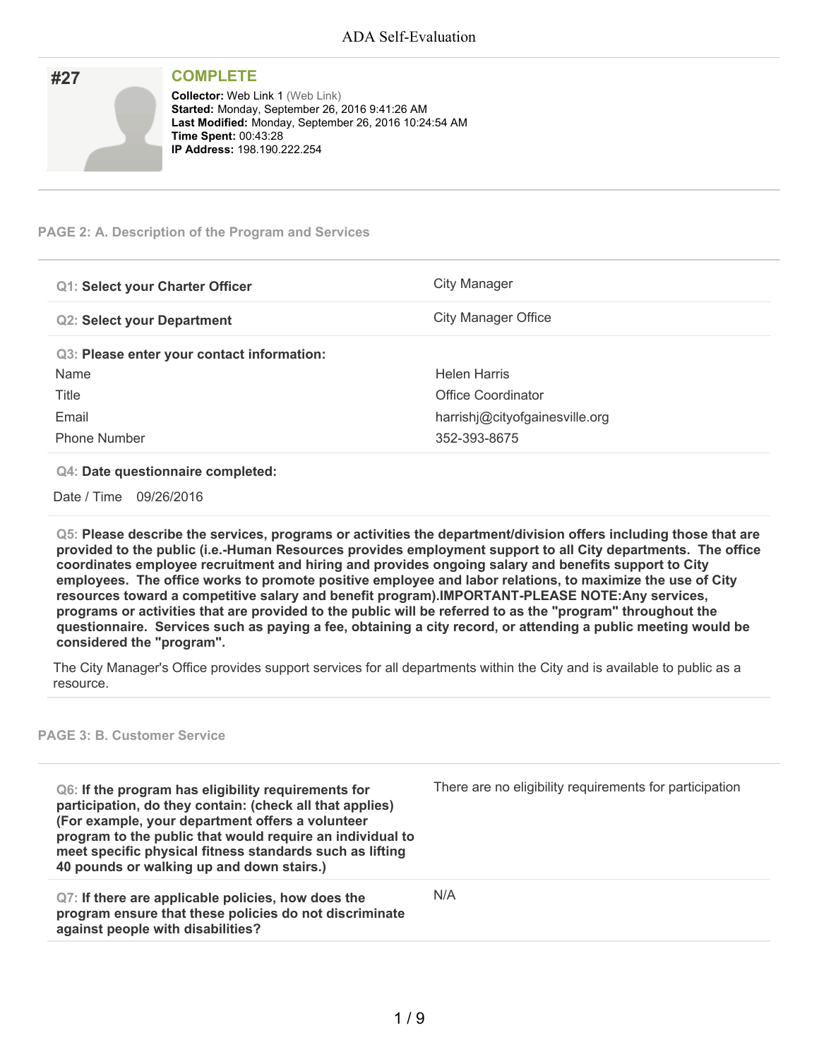# ADA Self-Evaluation

## #27

**COMPLETE**

**Collector:** Web Link 1 (Web Link)
**Started:** Monday, September 26, 2016 9:41:26 AM
**Last Modified:** Monday, September 26, 2016 10:24:54 AM
**Time Spent:** 00:43:28
**IP Address:** 198.190.222.254

### PAGE 2: A. Description of the Program and Services

| | |
|---|---|
| **Q1: Select your Charter Officer** | City Manager |
| **Q2: Select your Department** | City Manager Office |

**Q3: Please enter your contact information:**

| | |
|---|---|
| Name | Helen Harris |
| Title | Office Coordinator |
| Email | harrishj@cityofgainesville.org |
| Phone Number | 352-393-8675 |

**Q4: Date questionnaire completed:**

Date / Time 09/26/2016

**Q5: Please describe the services, programs or activities the department/division offers including those that are provided to the public (i.e.-Human Resources provides employment support to all City departments. The office coordinates employee recruitment and hiring and provides ongoing salary and benefits support to City employees. The office works to promote positive employee and labor relations, to maximize the use of City resources toward a competitive salary and benefit program).IMPORTANT-PLEASE NOTE:Any services, programs or activities that are provided to the public will be referred to as the "program" throughout the questionnaire. Services such as paying a fee, obtaining a city record, or attending a public meeting would be considered the "program".**

The City Manager's Office provides support services for all departments within the City and is available to public as a resource.

### PAGE 3: B. Customer Service

| | |
|---|---|
| **Q6: If the program has eligibility requirements for participation, do they contain: (check all that applies) (For example, your department offers a volunteer program to the public that would require an individual to meet specific physical fitness standards such as lifting 40 pounds or walking up and down stairs.)** | There are no eligibility requirements for participation |
| **Q7: If there are applicable policies, how does the program ensure that these policies do not discriminate against people with disabilities?** | N/A |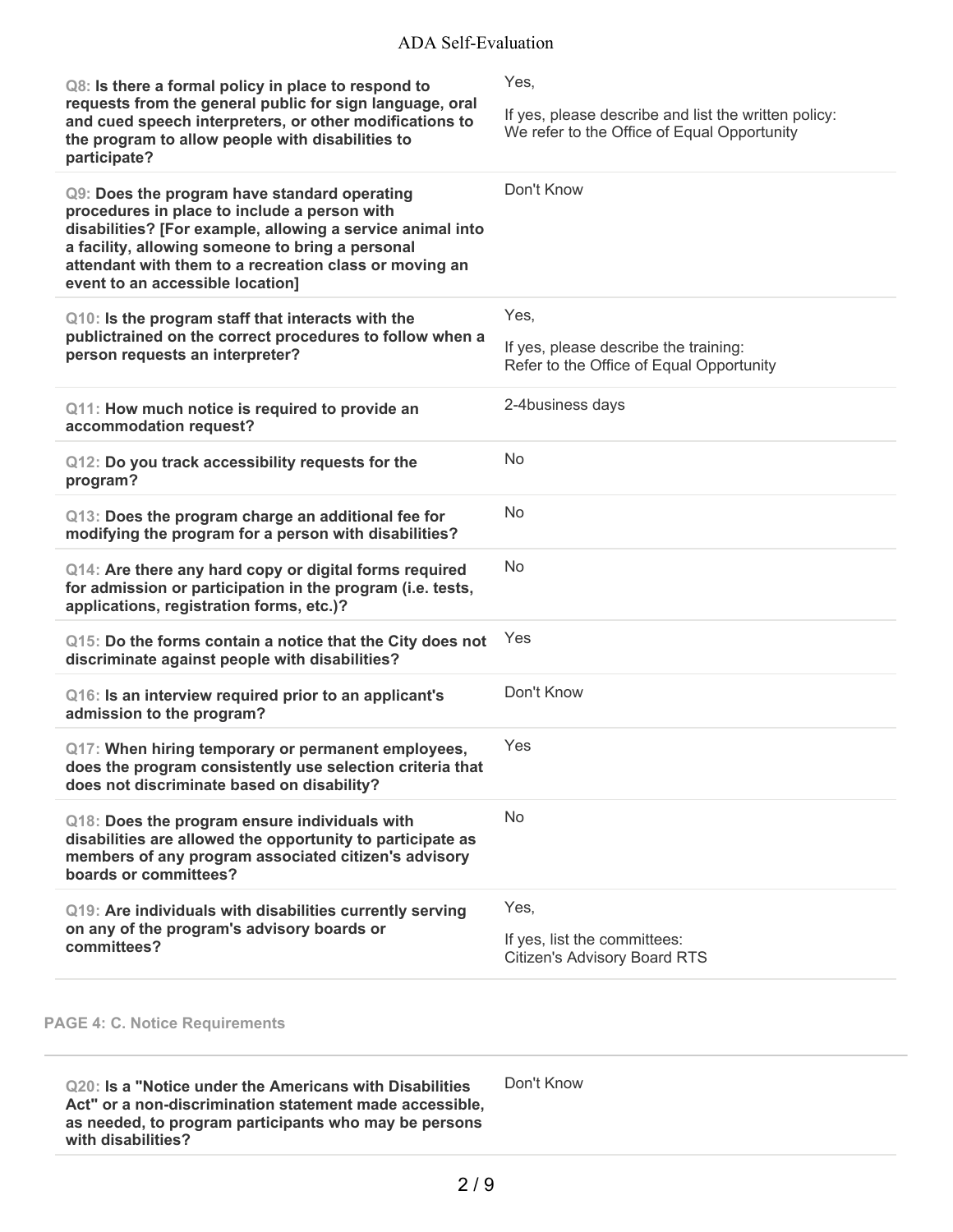**Q8: Is there a formal policy in place to respond to requests from the general public for sign language, oral and cued speech interpreters, or other modifications to the program to allow people with disabilities to participate?**

Yes,

If yes, please describe and list the written policy:
We refer to the Office of Equal Opportunity

**Q9: Does the program have standard operating procedures in place to include a person with disabilities? [For example, allowing a service animal into a facility, allowing someone to bring a personal attendant with them to a recreation class or moving an event to an accessible location]**

Don't Know

**Q10: Is the program staff that interacts with the publictrained on the correct procedures to follow when a person requests an interpreter?**

Yes,

If yes, please describe the training:
Refer to the Office of Equal Opportunity

**Q11: How much notice is required to provide an accommodation request?**

2-4business days

**Q12: Do you track accessibility requests for the program?**

No

**Q13: Does the program charge an additional fee for modifying the program for a person with disabilities?**

No

**Q14: Are there any hard copy or digital forms required for admission or participation in the program (i.e. tests, applications, registration forms, etc.)?**

No

**Q15: Do the forms contain a notice that the City does not discriminate against people with disabilities?**

Yes

**Q16: Is an interview required prior to an applicant's admission to the program?**

Don't Know

**Q17: When hiring temporary or permanent employees, does the program consistently use selection criteria that does not discriminate based on disability?**

Yes

**Q18: Does the program ensure individuals with disabilities are allowed the opportunity to participate as members of any program associated citizen's advisory boards or committees?**

No

**Q19: Are individuals with disabilities currently serving on any of the program's advisory boards or committees?**

Yes,

If yes, list the committees:
Citizen's Advisory Board RTS

## PAGE 4: C. Notice Requirements

**Q20: Is a "Notice under the Americans with Disabilities Act" or a non-discrimination statement made accessible, as needed, to program participants who may be persons with disabilities?**

Don't Know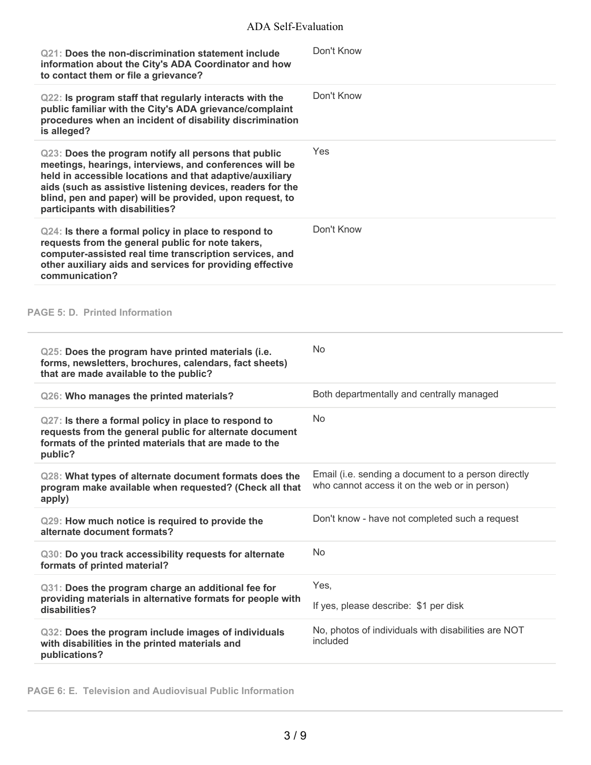| | |
|---|---|
| **Q21: Does the non-discrimination statement include information about the City's ADA Coordinator and how to contact them or file a grievance?** | Don't Know |
| **Q22: Is program staff that regularly interacts with the public familiar with the City's ADA grievance/complaint procedures when an incident of disability discrimination is alleged?** | Don't Know |
| **Q23: Does the program notify all persons that public meetings, hearings, interviews, and conferences will be held in accessible locations and that adaptive/auxiliary aids (such as assistive listening devices, readers for the blind, pen and paper) will be provided, upon request, to participants with disabilities?** | Yes |
| **Q24: Is there a formal policy in place to respond to requests from the general public for note takers, computer-assisted real time transcription services, and other auxiliary aids and services for providing effective communication?** | Don't Know |

## PAGE 5: D. Printed Information

| | |
|---|---|
| **Q25: Does the program have printed materials (i.e. forms, newsletters, brochures, calendars, fact sheets) that are made available to the public?** | No |
| **Q26: Who manages the printed materials?** | Both departmentally and centrally managed |
| **Q27: Is there a formal policy in place to respond to requests from the general public for alternate document formats of the printed materials that are made to the public?** | No |
| **Q28: What types of alternate document formats does the program make available when requested? (Check all that apply)** | Email (i.e. sending a document to a person directly who cannot access it on the web or in person) |
| **Q29: How much notice is required to provide the alternate document formats?** | Don't know - have not completed such a request |
| **Q30: Do you track accessibility requests for alternate formats of printed material?** | No |
| **Q31: Does the program charge an additional fee for providing materials in alternative formats for people with disabilities?** | Yes,<br>If yes, please describe: $1 per disk |
| **Q32: Does the program include images of individuals with disabilities in the printed materials and publications?** | No, photos of individuals with disabilities are NOT included |

## PAGE 6: E. Television and Audiovisual Public Information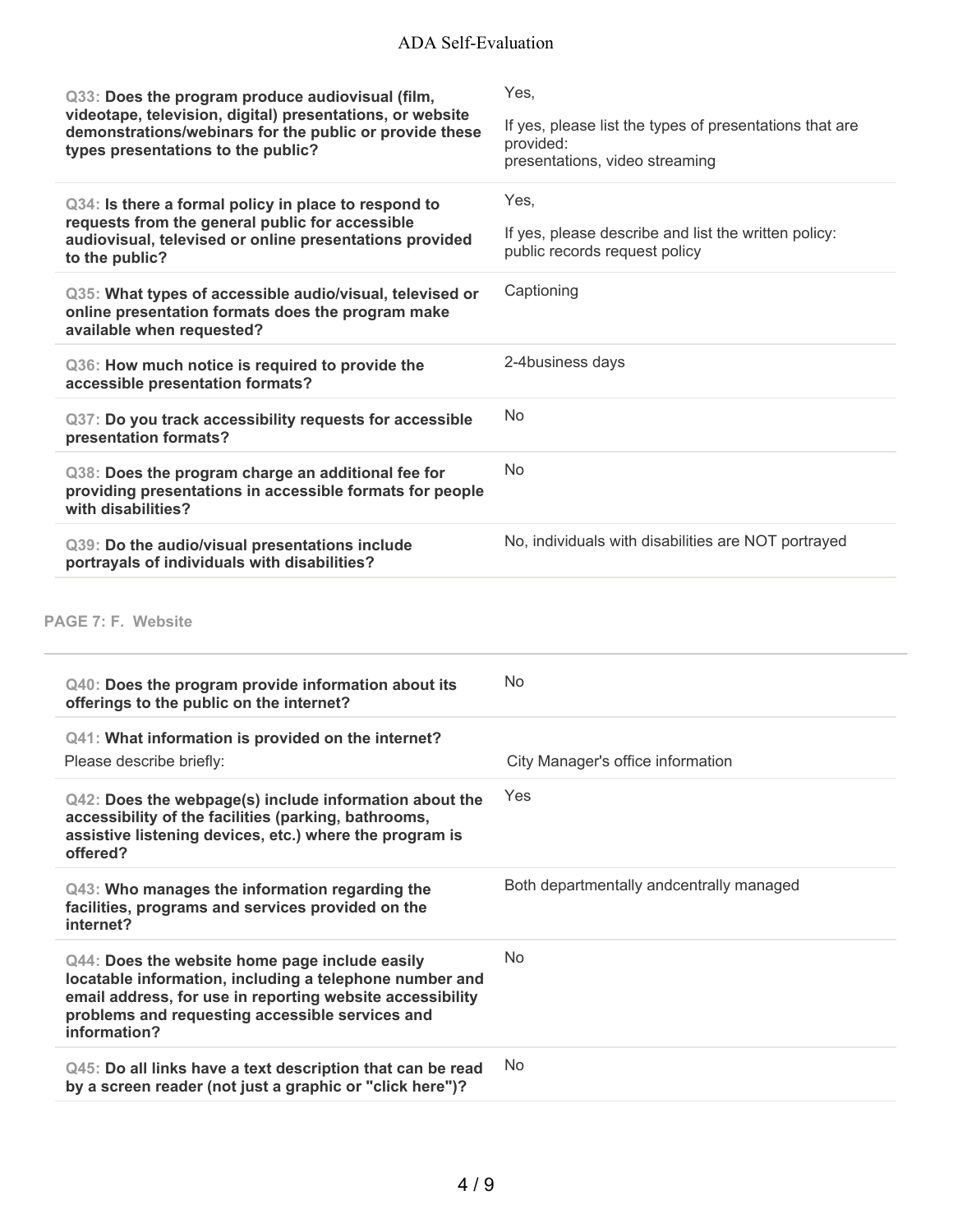| Question | Response |
| --- | --- |
| **Q33: Does the program produce audiovisual (film, videotape, television, digital) presentations, or website demonstrations/webinars for the public or provide these types presentations to the public?** | Yes,<br>If yes, please list the types of presentations that are provided:<br>presentations, video streaming |
| **Q34: Is there a formal policy in place to respond to requests from the general public for accessible audiovisual, televised or online presentations provided to the public?** | Yes,<br>If yes, please describe and list the written policy:<br>public records request policy |
| **Q35: What types of accessible audio/visual, televised or online presentation formats does the program make available when requested?** | Captioning |
| **Q36: How much notice is required to provide the accessible presentation formats?** | 2-4business days |
| **Q37: Do you track accessibility requests for accessible presentation formats?** | No |
| **Q38: Does the program charge an additional fee for providing presentations in accessible formats for people with disabilities?** | No |
| **Q39: Do the audio/visual presentations include portrayals of individuals with disabilities?** | No, individuals with disabilities are NOT portrayed |

## PAGE 7: F. Website

| Question | Response |
| --- | --- |
| **Q40: Does the program provide information about its offerings to the public on the internet?** | No |
| **Q41: What information is provided on the internet?**<br>Please describe briefly: | City Manager's office information |
| **Q42: Does the webpage(s) include information about the accessibility of the facilities (parking, bathrooms, assistive listening devices, etc.) where the program is offered?** | Yes |
| **Q43: Who manages the information regarding the facilities, programs and services provided on the internet?** | Both departmentally andcentrally managed |
| **Q44: Does the website home page include easily locatable information, including a telephone number and email address, for use in reporting website accessibility problems and requesting accessible services and information?** | No |
| **Q45: Do all links have a text description that can be read by a screen reader (not just a graphic or "click here")?** | No |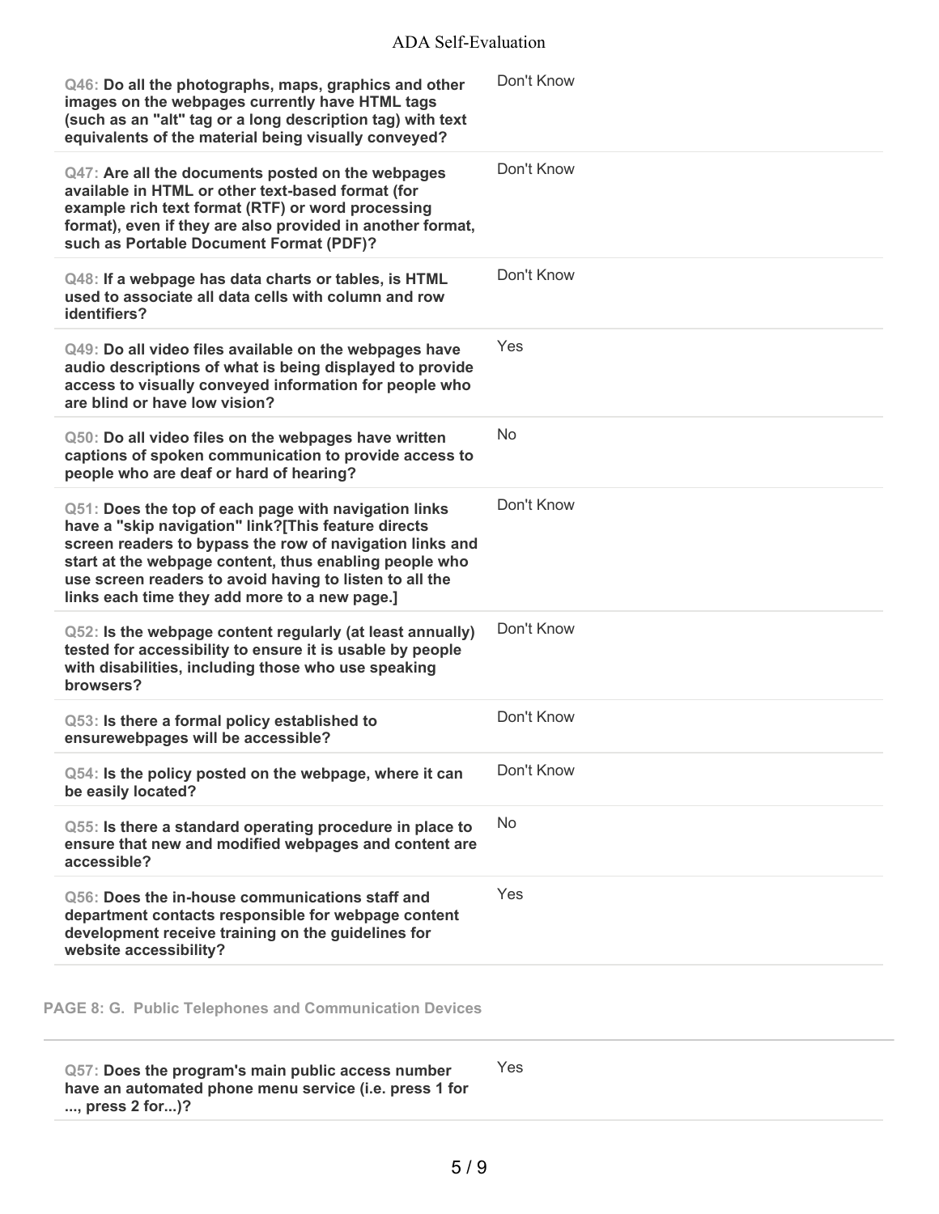| Question | Response |
|---|---|
| **Q46: Do all the photographs, maps, graphics and other images on the webpages currently have HTML tags (such as an "alt" tag or a long description tag) with text equivalents of the material being visually conveyed?** | Don't Know |
| **Q47: Are all the documents posted on the webpages available in HTML or other text-based format (for example rich text format (RTF) or word processing format), even if they are also provided in another format, such as Portable Document Format (PDF)?** | Don't Know |
| **Q48: If a webpage has data charts or tables, is HTML used to associate all data cells with column and row identifiers?** | Don't Know |
| **Q49: Do all video files available on the webpages have audio descriptions of what is being displayed to provide access to visually conveyed information for people who are blind or have low vision?** | Yes |
| **Q50: Do all video files on the webpages have written captions of spoken communication to provide access to people who are deaf or hard of hearing?** | No |
| **Q51: Does the top of each page with navigation links have a "skip navigation" link?[This feature directs screen readers to bypass the row of navigation links and start at the webpage content, thus enabling people who use screen readers to avoid having to listen to all the links each time they add more to a new page.]** | Don't Know |
| **Q52: Is the webpage content regularly (at least annually) tested for accessibility to ensure it is usable by people with disabilities, including those who use speaking browsers?** | Don't Know |
| **Q53: Is there a formal policy established to ensurewebpages will be accessible?** | Don't Know |
| **Q54: Is the policy posted on the webpage, where it can be easily located?** | Don't Know |
| **Q55: Is there a standard operating procedure in place to ensure that new and modified webpages and content are accessible?** | No |
| **Q56: Does the in-house communications staff and department contacts responsible for webpage content development receive training on the guidelines for website accessibility?** | Yes |

## PAGE 8: G. Public Telephones and Communication Devices

| Question | Response |
|---|---|
| **Q57: Does the program's main public access number have an automated phone menu service (i.e. press 1 for ..., press 2 for...)?** | Yes |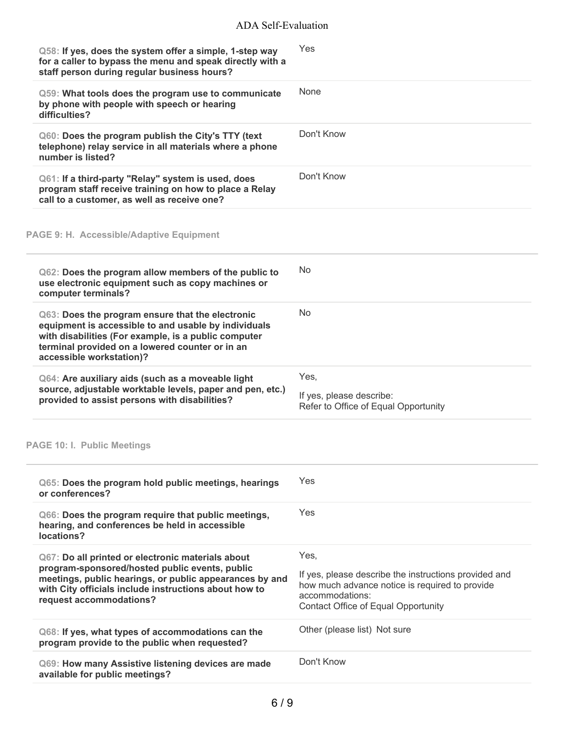**Q58: If yes, does the system offer a simple, 1-step way for a caller to bypass the menu and speak directly with a staff person during regular business hours?**

Yes

**Q59: What tools does the program use to communicate by phone with people with speech or hearing difficulties?**

None

**Q60: Does the program publish the City's TTY (text telephone) relay service in all materials where a phone number is listed?**

Don't Know

**Q61: If a third-party "Relay" system is used, does program staff receive training on how to place a Relay call to a customer, as well as receive one?**

Don't Know

## PAGE 9: H. Accessible/Adaptive Equipment

**Q62: Does the program allow members of the public to use electronic equipment such as copy machines or computer terminals?**

No

**Q63: Does the program ensure that the electronic equipment is accessible to and usable by individuals with disabilities (For example, is a public computer terminal provided on a lowered counter or in an accessible workstation)?**

No

**Q64: Are auxiliary aids (such as a moveable light source, adjustable worktable levels, paper and pen, etc.) provided to assist persons with disabilities?**

Yes,

If yes, please describe:
Refer to Office of Equal Opportunity

## PAGE 10: I. Public Meetings

**Q65: Does the program hold public meetings, hearings or conferences?**

Yes

**Q66: Does the program require that public meetings, hearing, and conferences be held in accessible locations?**

Yes

**Q67: Do all printed or electronic materials about program-sponsored/hosted public events, public meetings, public hearings, or public appearances by and with City officials include instructions about how to request accommodations?**

Yes,

If yes, please describe the instructions provided and how much advance notice is required to provide accommodations:
Contact Office of Equal Opportunity

**Q68: If yes, what types of accommodations can the program provide to the public when requested?**

Other (please list) Not sure

**Q69: How many Assistive listening devices are made available for public meetings?**

Don't Know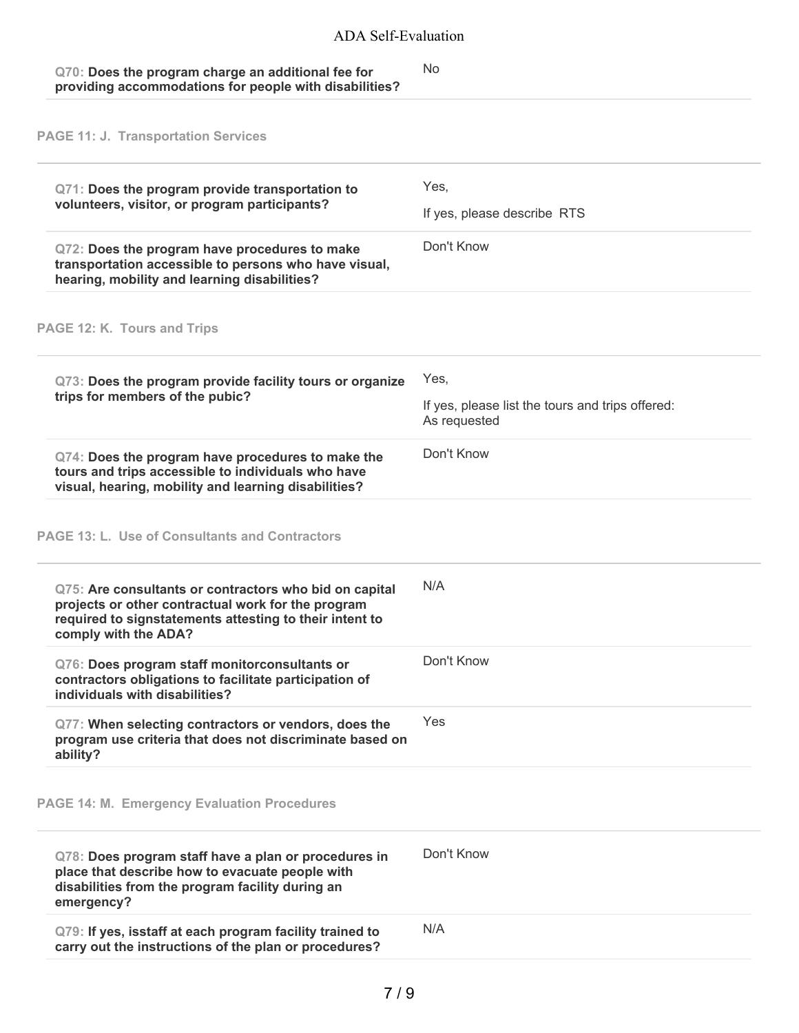| Question | Response |
| --- | --- |
| **Q70: Does the program charge an additional fee for providing accommodations for people with disabilities?** | No |

## PAGE 11: J. Transportation Services

| Question | Response |
| --- | --- |
| **Q71: Does the program provide transportation to volunteers, visitor, or program participants?** | Yes,<br>If yes, please describe RTS |
| **Q72: Does the program have procedures to make transportation accessible to persons who have visual, hearing, mobility and learning disabilities?** | Don't Know |

## PAGE 12: K. Tours and Trips

| Question | Response |
| --- | --- |
| **Q73: Does the program provide facility tours or organize trips for members of the pubic?** | Yes,<br>If yes, please list the tours and trips offered: As requested |
| **Q74: Does the program have procedures to make the tours and trips accessible to individuals who have visual, hearing, mobility and learning disabilities?** | Don't Know |

## PAGE 13: L. Use of Consultants and Contractors

| Question | Response |
| --- | --- |
| **Q75: Are consultants or contractors who bid on capital projects or other contractual work for the program required to signstatements attesting to their intent to comply with the ADA?** | N/A |
| **Q76: Does program staff monitorconsultants or contractors obligations to facilitate participation of individuals with disabilities?** | Don't Know |
| **Q77: When selecting contractors or vendors, does the program use criteria that does not discriminate based on ability?** | Yes |

## PAGE 14: M. Emergency Evaluation Procedures

| Question | Response |
| --- | --- |
| **Q78: Does program staff have a plan or procedures in place that describe how to evacuate people with disabilities from the program facility during an emergency?** | Don't Know |
| **Q79: If yes, isstaff at each program facility trained to carry out the instructions of the plan or procedures?** | N/A |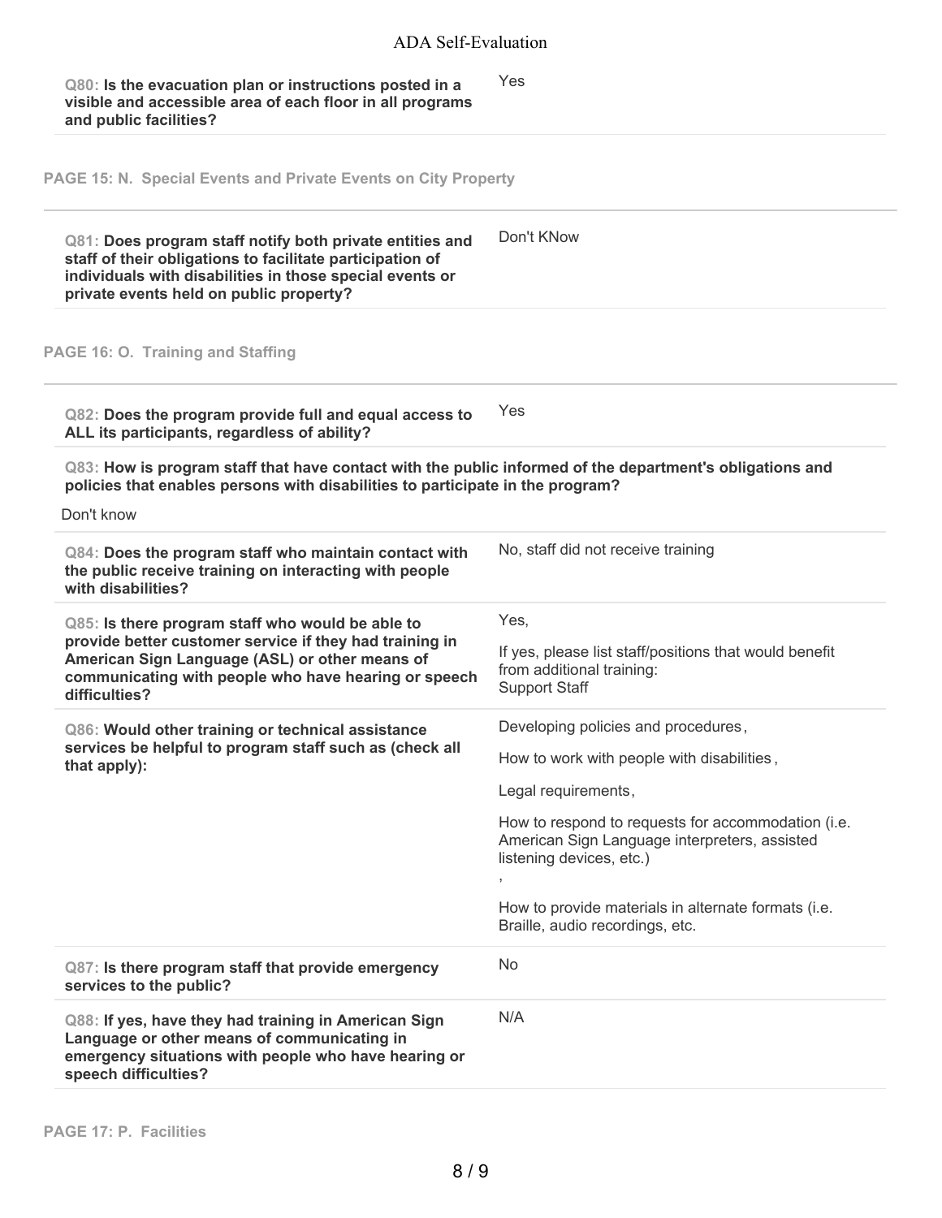**Q80: Is the evacuation plan or instructions posted in a visible and accessible area of each floor in all programs and public facilities?**

Yes

## PAGE 15: N. Special Events and Private Events on City Property

**Q81: Does program staff notify both private entities and staff of their obligations to facilitate participation of individuals with disabilities in those special events or private events held on public property?**

Don't KNow

## PAGE 16: O. Training and Staffing

**Q82: Does the program provide full and equal access to ALL its participants, regardless of ability?**

Yes

**Q83: How is program staff that have contact with the public informed of the department's obligations and policies that enables persons with disabilities to participate in the program?**

Don't know

**Q84: Does the program staff who maintain contact with the public receive training on interacting with people with disabilities?**

No, staff did not receive training

**Q85: Is there program staff who would be able to provide better customer service if they had training in American Sign Language (ASL) or other means of communicating with people who have hearing or speech difficulties?**

Yes,

If yes, please list staff/positions that would benefit from additional training:
Support Staff

**Q86: Would other training or technical assistance services be helpful to program staff such as (check all that apply):**

Developing policies and procedures,

How to work with people with disabilities,

Legal requirements,

How to respond to requests for accommodation (i.e. American Sign Language interpreters, assisted listening devices, etc.)
,

How to provide materials in alternate formats (i.e. Braille, audio recordings, etc.

**Q87: Is there program staff that provide emergency services to the public?**

No

**Q88: If yes, have they had training in American Sign Language or other means of communicating in emergency situations with people who have hearing or speech difficulties?**

N/A

## PAGE 17: P. Facilities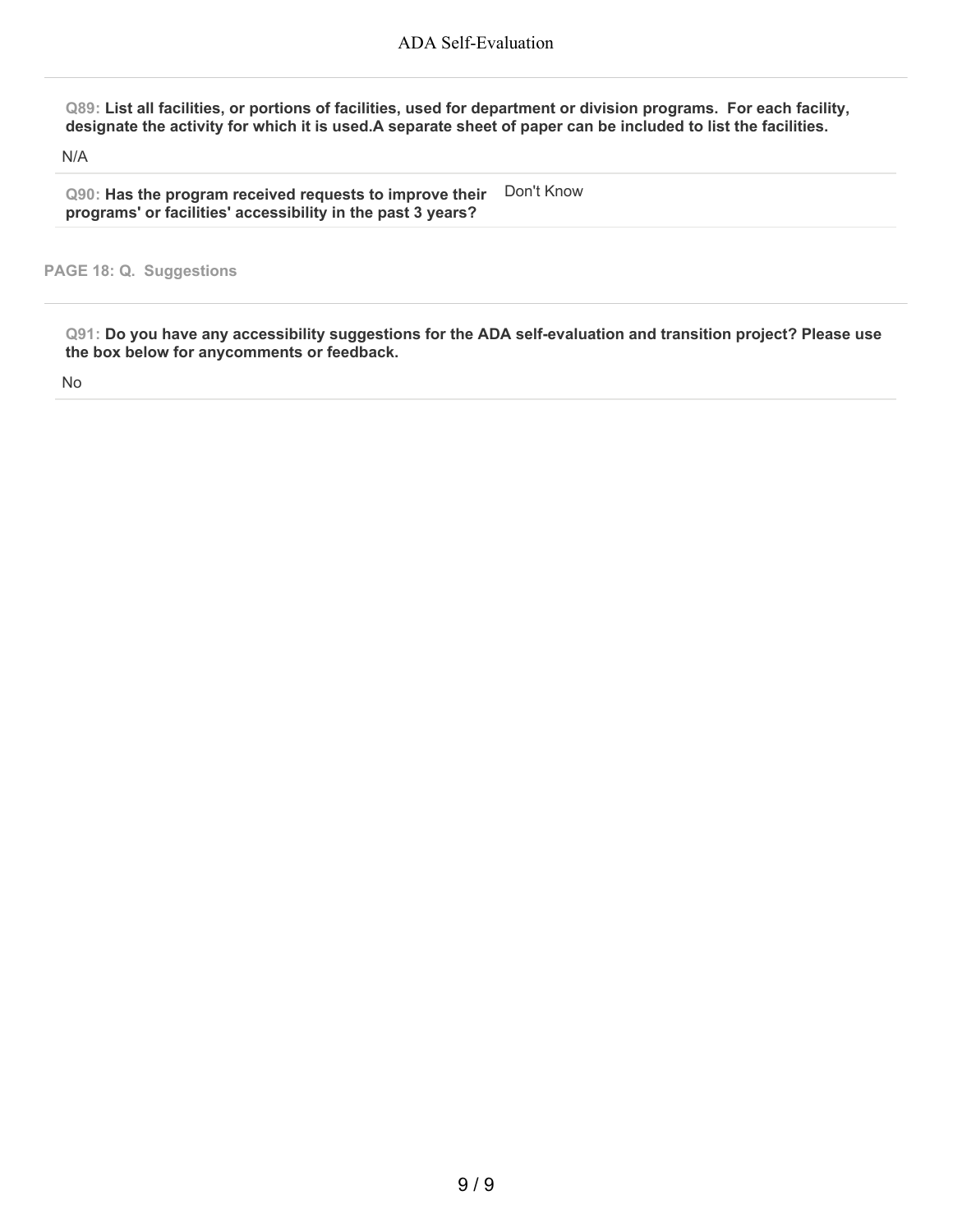**Q89: List all facilities, or portions of facilities, used for department or division programs. For each facility, designate the activity for which it is used.A separate sheet of paper can be included to list the facilities.**

N/A

**Q90: Has the program received requests to improve their programs' or facilities' accessibility in the past 3 years?**

Don't Know

## PAGE 18: Q. Suggestions

**Q91: Do you have any accessibility suggestions for the ADA self-evaluation and transition project? Please use the box below for anycomments or feedback.**

No